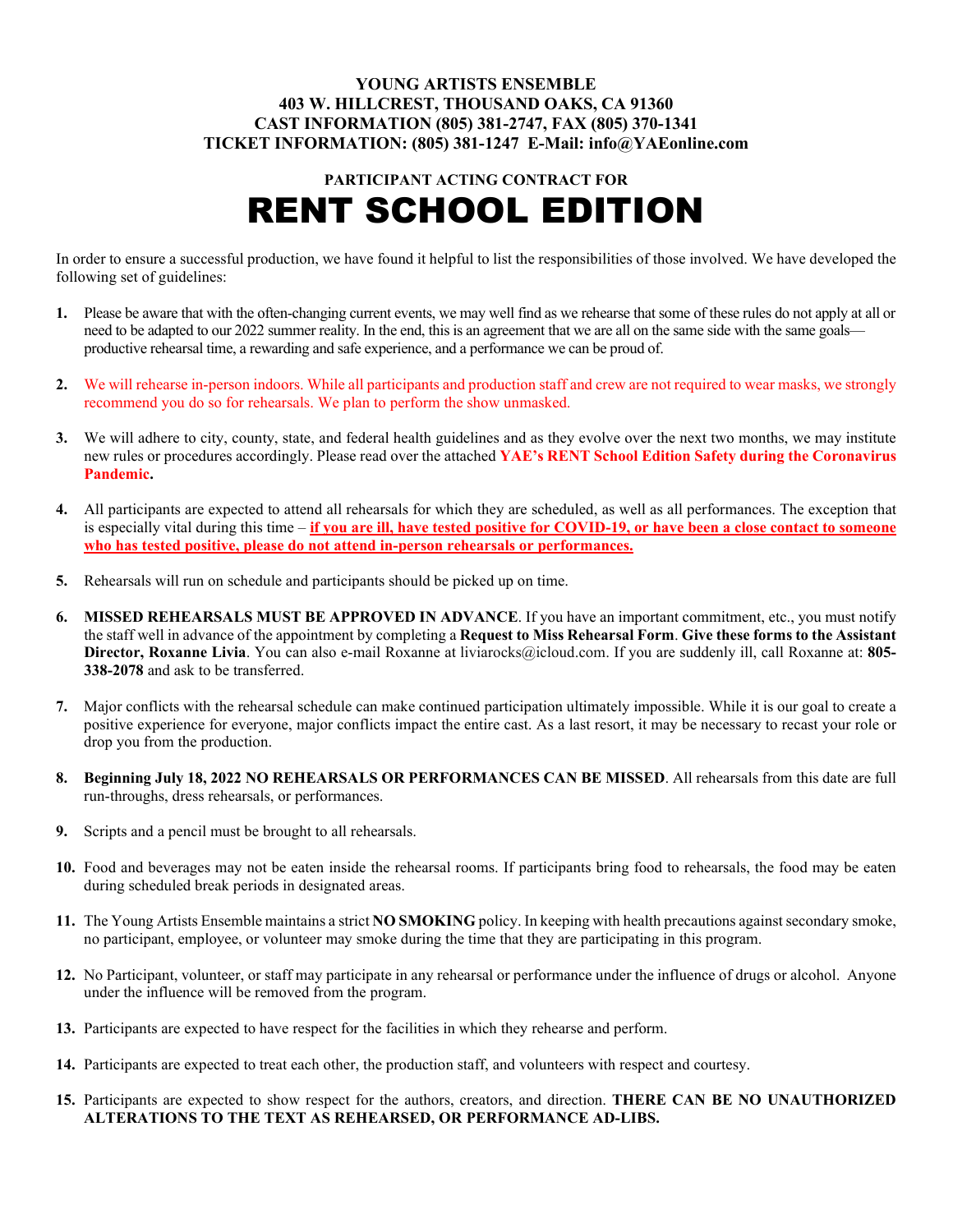**YOUNG ARTISTS ENSEMBLE**
**403 W. HILLCREST, THOUSAND OAKS, CA 91360**
**CAST INFORMATION (805) 381-2747, FAX (805) 370-1341**
**TICKET INFORMATION: (805) 381-1247 E-Mail: info@YAEonline.com**

**PARTICIPANT ACTING CONTRACT FOR**

# RENT SCHOOL EDITION

In order to ensure a successful production, we have found it helpful to list the responsibilities of those involved. We have developed the following set of guidelines:

1. Please be aware that with the often-changing current events, we may well find as we rehearse that some of these rules do not apply at all or need to be adapted to our 2022 summer reality. In the end, this is an agreement that we are all on the same side with the same goals—productive rehearsal time, a rewarding and safe experience, and a performance we can be proud of.

2. We will rehearse in-person indoors. While all participants and production staff and crew are not required to wear masks, we strongly recommend you do so for rehearsals. We plan to perform the show unmasked.

3. We will adhere to city, county, state, and federal health guidelines and as they evolve over the next two months, we may institute new rules or procedures accordingly. Please read over the attached **YAE's RENT School Edition Safety during the Coronavirus Pandemic.**

4. All participants are expected to attend all rehearsals for which they are scheduled, as well as all performances. The exception that is especially vital during this time – **if you are ill, have tested positive for COVID-19, or have been a close contact to someone who has tested positive, please do not attend in-person rehearsals or performances.**

5. Rehearsals will run on schedule and participants should be picked up on time.

6. **MISSED REHEARSALS MUST BE APPROVED IN ADVANCE**. If you have an important commitment, etc., you must notify the staff well in advance of the appointment by completing a **Request to Miss Rehearsal Form**. **Give these forms to the Assistant Director, Roxanne Livia**. You can also e-mail Roxanne at liviarocks@icloud.com. If you are suddenly ill, call Roxanne at: **805-338-2078** and ask to be transferred.

7. Major conflicts with the rehearsal schedule can make continued participation ultimately impossible. While it is our goal to create a positive experience for everyone, major conflicts impact the entire cast. As a last resort, it may be necessary to recast your role or drop you from the production.

8. **Beginning July 18, 2022 NO REHEARSALS OR PERFORMANCES CAN BE MISSED**. All rehearsals from this date are full run-throughs, dress rehearsals, or performances.

9. Scripts and a pencil must be brought to all rehearsals.

10. Food and beverages may not be eaten inside the rehearsal rooms. If participants bring food to rehearsals, the food may be eaten during scheduled break periods in designated areas.

11. The Young Artists Ensemble maintains a strict **NO SMOKING** policy. In keeping with health precautions against secondary smoke, no participant, employee, or volunteer may smoke during the time that they are participating in this program.

12. No Participant, volunteer, or staff may participate in any rehearsal or performance under the influence of drugs or alcohol. Anyone under the influence will be removed from the program.

13. Participants are expected to have respect for the facilities in which they rehearse and perform.

14. Participants are expected to treat each other, the production staff, and volunteers with respect and courtesy.

15. Participants are expected to show respect for the authors, creators, and direction. **THERE CAN BE NO UNAUTHORIZED ALTERATIONS TO THE TEXT AS REHEARSED, OR PERFORMANCE AD-LIBS.**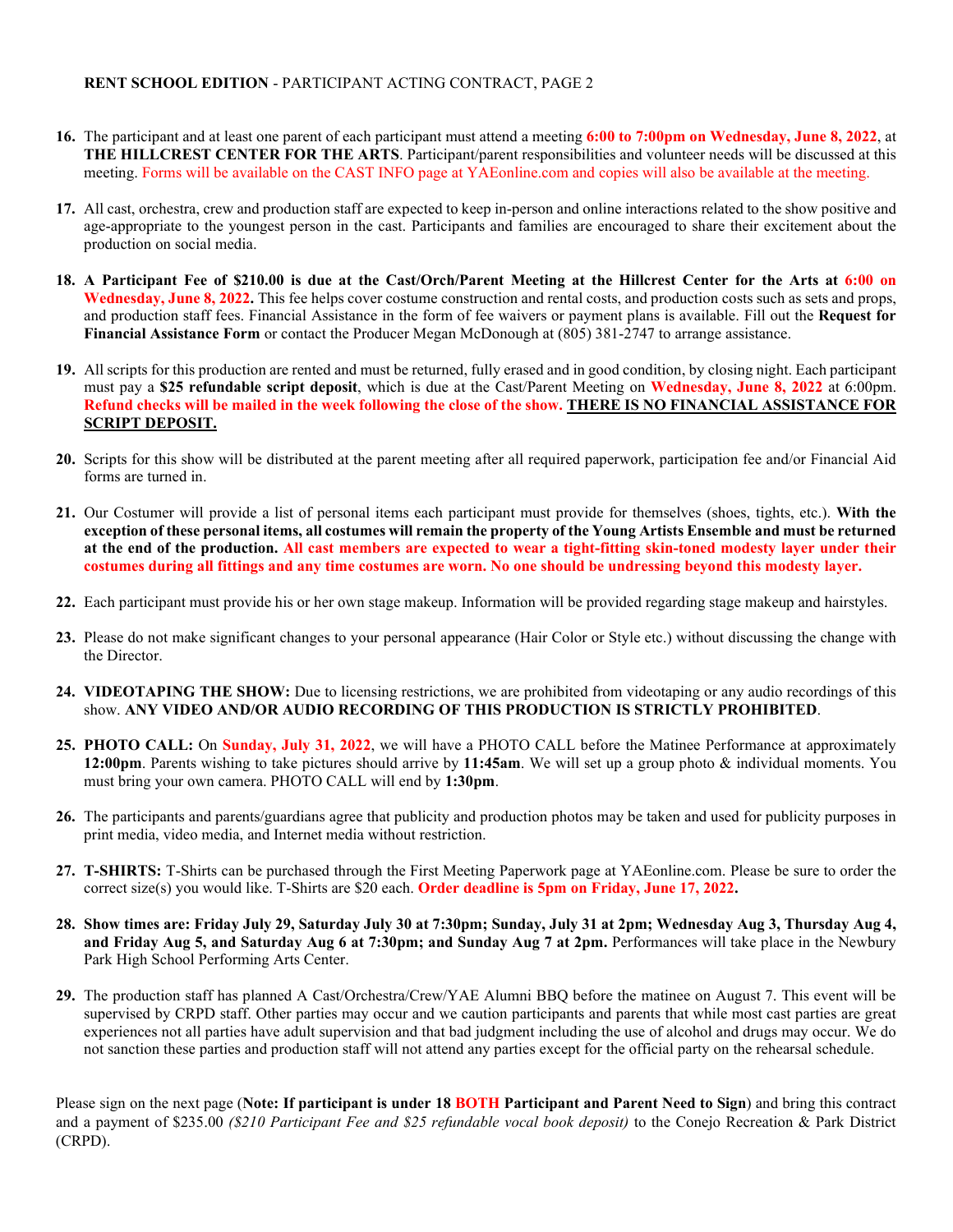**RENT SCHOOL EDITION** - PARTICIPANT ACTING CONTRACT, PAGE 2

16. The participant and at least one parent of each participant must attend a meeting **6:00 to 7:00pm on Wednesday, June 8, 2022**, at **THE HILLCREST CENTER FOR THE ARTS**. Participant/parent responsibilities and volunteer needs will be discussed at this meeting. Forms will be available on the CAST INFO page at YAEonline.com and copies will also be available at the meeting.

17. All cast, orchestra, crew and production staff are expected to keep in-person and online interactions related to the show positive and age-appropriate to the youngest person in the cast. Participants and families are encouraged to share their excitement about the production on social media.

18. **A Participant Fee of $210.00 is due at the Cast/Orch/Parent Meeting at the Hillcrest Center for the Arts at 6:00 on Wednesday, June 8, 2022.** This fee helps cover costume construction and rental costs, and production costs such as sets and props, and production staff fees. Financial Assistance in the form of fee waivers or payment plans is available. Fill out the **Request for Financial Assistance Form** or contact the Producer Megan McDonough at (805) 381-2747 to arrange assistance.

19. All scripts for this production are rented and must be returned, fully erased and in good condition, by closing night. Each participant must pay a **$25 refundable script deposit**, which is due at the Cast/Parent Meeting on **Wednesday, June 8, 2022** at 6:00pm. **Refund checks will be mailed in the week following the close of the show.** **THERE IS NO FINANCIAL ASSISTANCE FOR SCRIPT DEPOSIT.**

20. Scripts for this show will be distributed at the parent meeting after all required paperwork, participation fee and/or Financial Aid forms are turned in.

21. Our Costumer will provide a list of personal items each participant must provide for themselves (shoes, tights, etc.). **With the exception of these personal items, all costumes will remain the property of the Young Artists Ensemble and must be returned at the end of the production. All cast members are expected to wear a tight-fitting skin-toned modesty layer under their costumes during all fittings and any time costumes are worn. No one should be undressing beyond this modesty layer.**

22. Each participant must provide his or her own stage makeup. Information will be provided regarding stage makeup and hairstyles.

23. Please do not make significant changes to your personal appearance (Hair Color or Style etc.) without discussing the change with the Director.

24. **VIDEOTAPING THE SHOW:** Due to licensing restrictions, we are prohibited from videotaping or any audio recordings of this show. **ANY VIDEO AND/OR AUDIO RECORDING OF THIS PRODUCTION IS STRICTLY PROHIBITED**.

25. **PHOTO CALL:** On **Sunday, July 31, 2022**, we will have a PHOTO CALL before the Matinee Performance at approximately **12:00pm**. Parents wishing to take pictures should arrive by **11:45am**. We will set up a group photo & individual moments. You must bring your own camera. PHOTO CALL will end by **1:30pm**.

26. The participants and parents/guardians agree that publicity and production photos may be taken and used for publicity purposes in print media, video media, and Internet media without restriction.

27. **T-SHIRTS:** T-Shirts can be purchased through the First Meeting Paperwork page at YAEonline.com. Please be sure to order the correct size(s) you would like. T-Shirts are $20 each. **Order deadline is 5pm on Friday, June 17, 2022.**

28. **Show times are: Friday July 29, Saturday July 30 at 7:30pm; Sunday, July 31 at 2pm; Wednesday Aug 3, Thursday Aug 4, and Friday Aug 5, and Saturday Aug 6 at 7:30pm; and Sunday Aug 7 at 2pm.** Performances will take place in the Newbury Park High School Performing Arts Center.

29. The production staff has planned A Cast/Orchestra/Crew/YAE Alumni BBQ before the matinee on August 7. This event will be supervised by CRPD staff. Other parties may occur and we caution participants and parents that while most cast parties are great experiences not all parties have adult supervision and that bad judgment including the use of alcohol and drugs may occur. We do not sanction these parties and production staff will not attend any parties except for the official party on the rehearsal schedule.

Please sign on the next page (**Note: If participant is under 18 BOTH Participant and Parent Need to Sign**) and bring this contract and a payment of $235.00 *($210 Participant Fee and $25 refundable vocal book deposit)* to the Conejo Recreation & Park District (CRPD).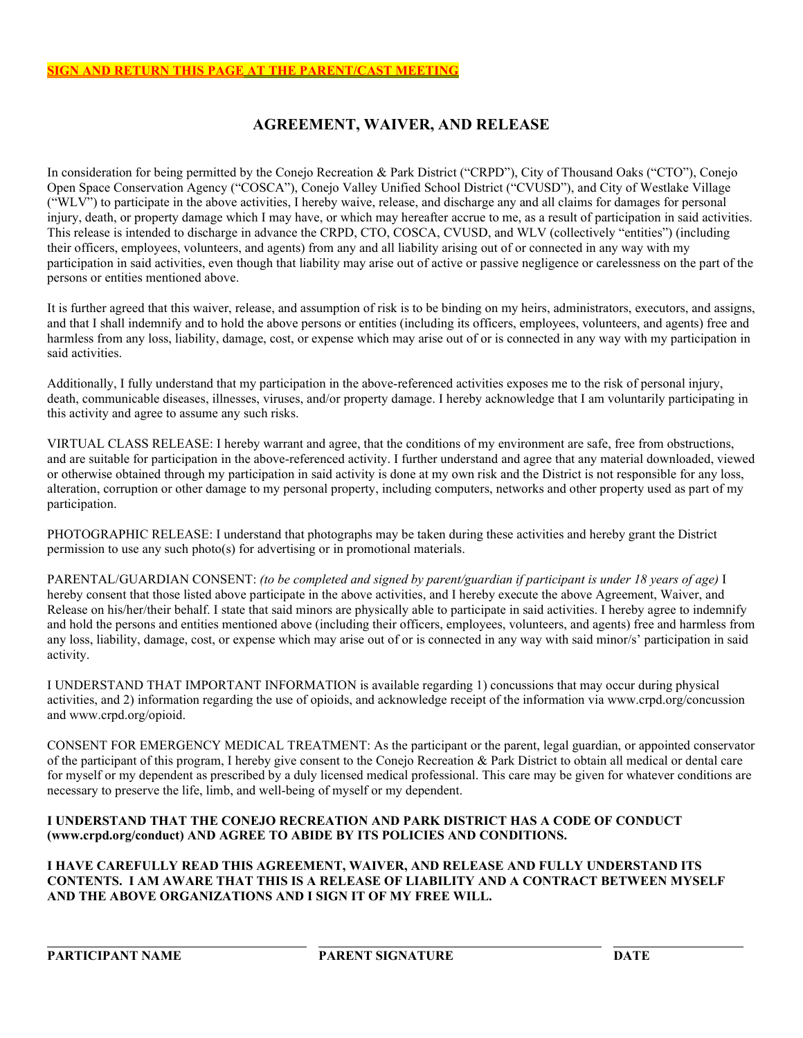**SIGN AND RETURN THIS PAGE AT THE PARENT/CAST MEETING**

## AGREEMENT, WAIVER, AND RELEASE

In consideration for being permitted by the Conejo Recreation & Park District ("CRPD"), City of Thousand Oaks ("CTO"), Conejo Open Space Conservation Agency ("COSCA"), Conejo Valley Unified School District ("CVUSD"), and City of Westlake Village ("WLV") to participate in the above activities, I hereby waive, release, and discharge any and all claims for damages for personal injury, death, or property damage which I may have, or which may hereafter accrue to me, as a result of participation in said activities. This release is intended to discharge in advance the CRPD, CTO, COSCA, CVUSD, and WLV (collectively "entities") (including their officers, employees, volunteers, and agents) from any and all liability arising out of or connected in any way with my participation in said activities, even though that liability may arise out of active or passive negligence or carelessness on the part of the persons or entities mentioned above.

It is further agreed that this waiver, release, and assumption of risk is to be binding on my heirs, administrators, executors, and assigns, and that I shall indemnify and to hold the above persons or entities (including its officers, employees, volunteers, and agents) free and harmless from any loss, liability, damage, cost, or expense which may arise out of or is connected in any way with my participation in said activities.

Additionally, I fully understand that my participation in the above-referenced activities exposes me to the risk of personal injury, death, communicable diseases, illnesses, viruses, and/or property damage. I hereby acknowledge that I am voluntarily participating in this activity and agree to assume any such risks.

VIRTUAL CLASS RELEASE: I hereby warrant and agree, that the conditions of my environment are safe, free from obstructions, and are suitable for participation in the above-referenced activity. I further understand and agree that any material downloaded, viewed or otherwise obtained through my participation in said activity is done at my own risk and the District is not responsible for any loss, alteration, corruption or other damage to my personal property, including computers, networks and other property used as part of my participation.

PHOTOGRAPHIC RELEASE: I understand that photographs may be taken during these activities and hereby grant the District permission to use any such photo(s) for advertising or in promotional materials.

PARENTAL/GUARDIAN CONSENT: *(to be completed and signed by parent/guardian if participant is under 18 years of age)* I hereby consent that those listed above participate in the above activities, and I hereby execute the above Agreement, Waiver, and Release on his/her/their behalf. I state that said minors are physically able to participate in said activities. I hereby agree to indemnify and hold the persons and entities mentioned above (including their officers, employees, volunteers, and agents) free and harmless from any loss, liability, damage, cost, or expense which may arise out of or is connected in any way with said minor/s' participation in said activity.

I UNDERSTAND THAT IMPORTANT INFORMATION is available regarding 1) concussions that may occur during physical activities, and 2) information regarding the use of opioids, and acknowledge receipt of the information via www.crpd.org/concussion and www.crpd.org/opioid.

CONSENT FOR EMERGENCY MEDICAL TREATMENT: As the participant or the parent, legal guardian, or appointed conservator of the participant of this program, I hereby give consent to the Conejo Recreation & Park District to obtain all medical or dental care for myself or my dependent as prescribed by a duly licensed medical professional. This care may be given for whatever conditions are necessary to preserve the life, limb, and well-being of myself or my dependent.

**I UNDERSTAND THAT THE CONEJO RECREATION AND PARK DISTRICT HAS A CODE OF CONDUCT (www.crpd.org/conduct) AND AGREE TO ABIDE BY ITS POLICIES AND CONDITIONS.**

**I HAVE CAREFULLY READ THIS AGREEMENT, WAIVER, AND RELEASE AND FULLY UNDERSTAND ITS CONTENTS. I AM AWARE THAT THIS IS A RELEASE OF LIABILITY AND A CONTRACT BETWEEN MYSELF AND THE ABOVE ORGANIZATIONS AND I SIGN IT OF MY FREE WILL.**

| \_\_\_\_\_\_\_\_\_\_\_\_\_\_\_\_\_\_\_\_\_\_\_\_ | \_\_\_\_\_\_\_\_\_\_\_\_\_\_\_\_\_\_\_\_\_\_\_\_ | \_\_\_\_\_\_\_\_\_\_\_\_ |
|---|---|---|
| **PARTICIPANT NAME** | **PARENT SIGNATURE** | **DATE** |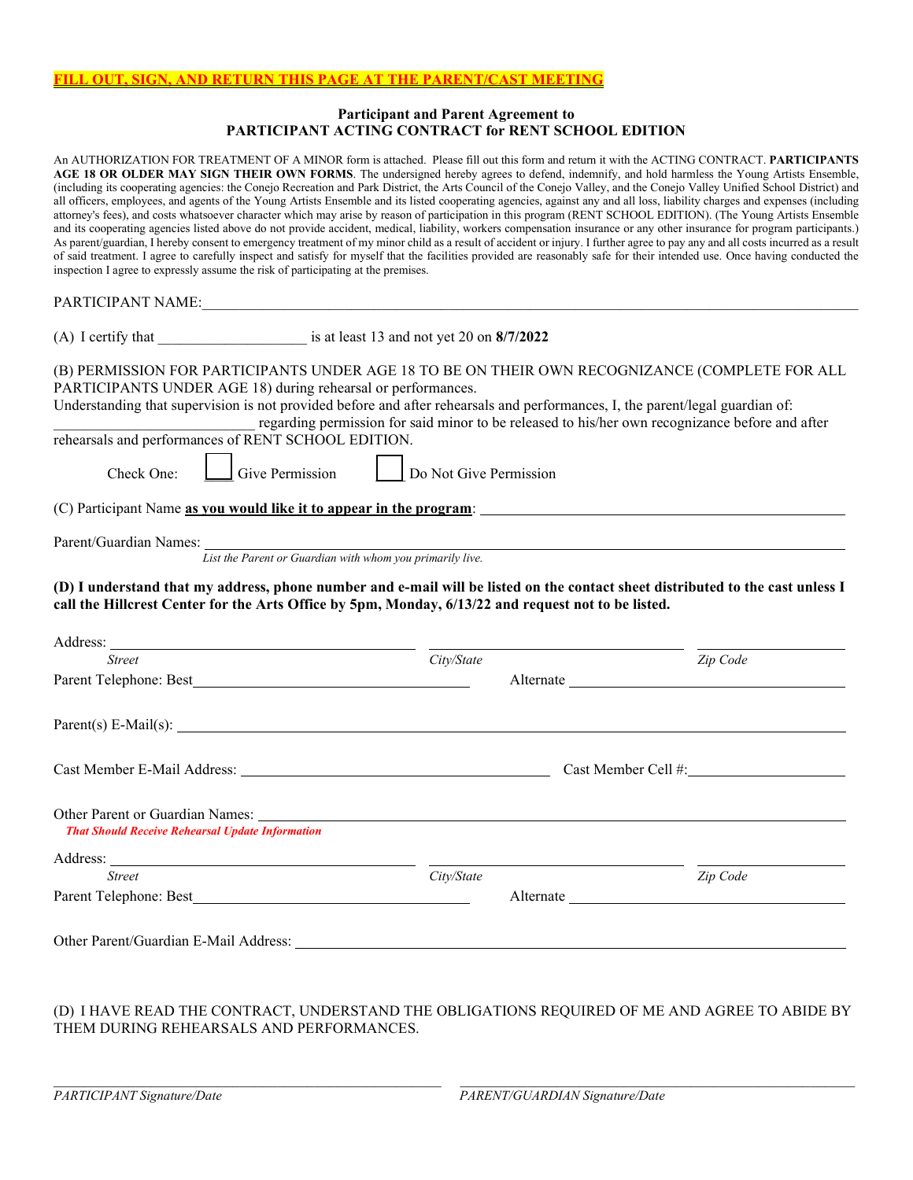**FILL OUT, SIGN, AND RETURN THIS PAGE AT THE PARENT/CAST MEETING**

**Participant and Parent Agreement to**
**PARTICIPANT ACTING CONTRACT for RENT SCHOOL EDITION**

An AUTHORIZATION FOR TREATMENT OF A MINOR form is attached. Please fill out this form and return it with the ACTING CONTRACT. **PARTICIPANTS AGE 18 OR OLDER MAY SIGN THEIR OWN FORMS**. The undersigned hereby agrees to defend, indemnify, and hold harmless the Young Artists Ensemble, (including its cooperating agencies: the Conejo Recreation and Park District, the Arts Council of the Conejo Valley, and the Conejo Valley Unified School District) and all officers, employees, and agents of the Young Artists Ensemble and its listed cooperating agencies, against any and all loss, liability charges and expenses (including attorney's fees), and costs whatsoever character which may arise by reason of participation in this program (RENT SCHOOL EDITION). (The Young Artists Ensemble and its cooperating agencies listed above do not provide accident, medical, liability, workers compensation insurance or any other insurance for program participants.) As parent/guardian, I hereby consent to emergency treatment of my minor child as a result of accident or injury. I further agree to pay any and all costs incurred as a result of said treatment. I agree to carefully inspect and satisfy for myself that the facilities provided are reasonably safe for their intended use. Once having conducted the inspection I agree to expressly assume the risk of participating at the premises.

PARTICIPANT NAME:____________________________________________________________

(A) I certify that ____________________ is at least 13 and not yet 20 on **8/7/2022**

(B) PERMISSION FOR PARTICIPANTS UNDER AGE 18 TO BE ON THEIR OWN RECOGNIZANCE (COMPLETE FOR ALL PARTICIPANTS UNDER AGE 18) during rehearsal or performances.
Understanding that supervision is not provided before and after rehearsals and performances, I, the parent/legal guardian of: __________________________ regarding permission for said minor to be released to his/her own recognizance before and after rehearsals and performances of RENT SCHOOL EDITION.

Check One: ☐ Give Permission ☐ Do Not Give Permission

(C) Participant Name **as you would like it to appear in the program**: ____________________________________

Parent/Guardian Names: ____________________________________________________________
*List the Parent or Guardian with whom you primarily live.*

**(D) I understand that my address, phone number and e-mail will be listed on the contact sheet distributed to the cast unless I call the Hillcrest Center for the Arts Office by 5pm, Monday, 6/13/22 and request not to be listed.**

Address: ______________________________ ______________________________ ____________________
*Street* *City/State* *Zip Code*

Parent Telephone: Best______________________________ Alternate ______________________________

Parent(s) E-Mail(s): ____________________________________________________________

Cast Member E-Mail Address: ______________________________ Cast Member Cell #:____________________

Other Parent or Guardian Names: ____________________________________________________________
***That Should Receive Rehearsal Update Information***

Address: ______________________________ ______________________________ ____________________
*Street* *City/State* *Zip Code*

Parent Telephone: Best______________________________ Alternate ______________________________

Other Parent/Guardian E-Mail Address: ____________________________________________________________

(D) I HAVE READ THE CONTRACT, UNDERSTAND THE OBLIGATIONS REQUIRED OF ME AND AGREE TO ABIDE BY THEM DURING REHEARSALS AND PERFORMANCES.

______________________________________ ______________________________________
*PARTICIPANT Signature/Date* *PARENT/GUARDIAN Signature/Date*